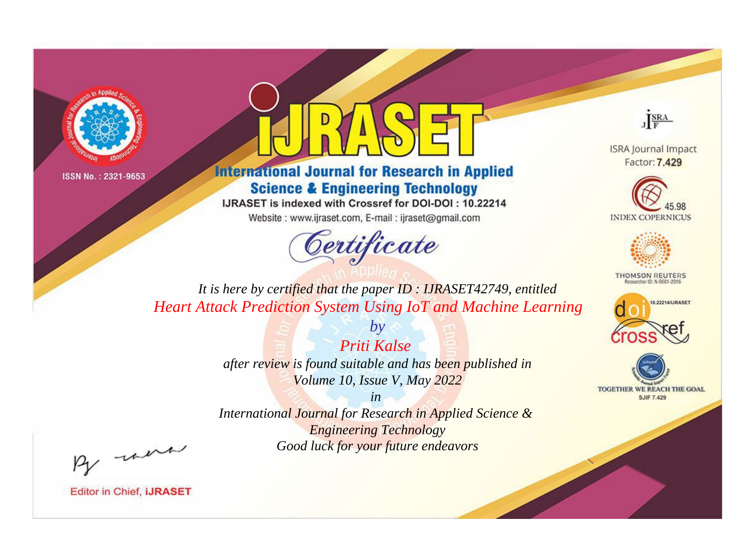ISSN No. : 2321-9653

# IJRASET

## International Journal for Research in Applied Science & Engineering Technology

IJRASET is indexed with Crossref for DOI-DOI : 10.22214

Website : www.ijraset.com, E-mail : ijraset@gmail.com

ISRA Journal Impact Factor: **7.429**

45.98 INDEX COPERNICUS

THOMSON REUTERS Researcher ID: N-9681-2016

10.22214/IJRASET

TOGETHER WE REACH THE GOAL SJIF 7.429

## *Certificate*

*It is here by certified that the paper ID : IJRASET42749, entitled*

*Heart Attack Prediction System Using IoT and Machine Learning*

*by*

*Priti Kalse*

*after review is found suitable and has been published in*

*Volume 10, Issue V, May 2022*

*in*

*International Journal for Research in Applied Science & Engineering Technology*

*Good luck for your future endeavors*

Editor in Chief, **iJRASET**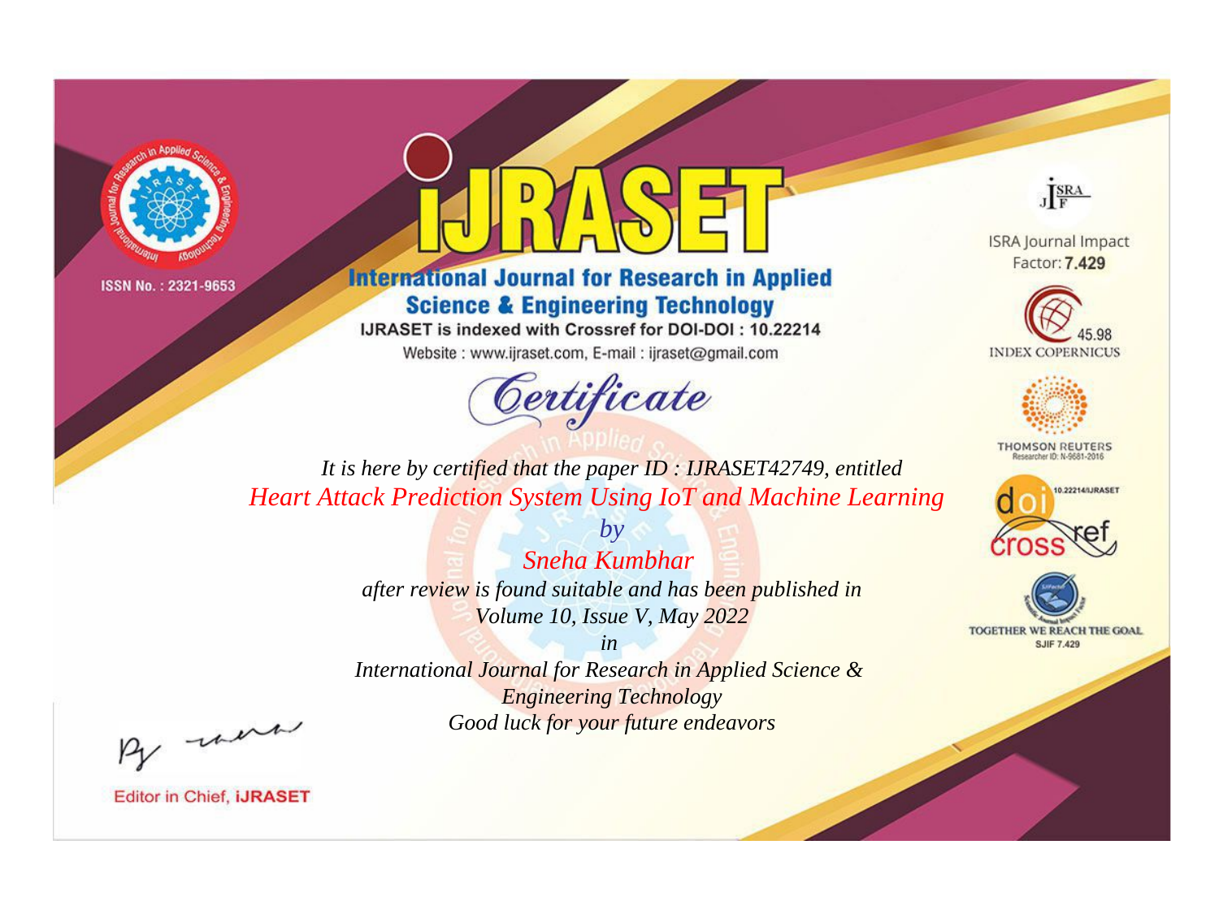ISSN No. : 2321-9653

# IJRASET

## International Journal for Research in Applied Science & Engineering Technology

IJRASET is indexed with Crossref for DOI-DOI : 10.22214

Website : www.ijraset.com, E-mail : ijraset@gmail.com

ISRA Journal Impact Factor: **7.429**

45.98 INDEX COPERNICUS

THOMSON REUTERS Researcher ID: N-9681-2016

10.22214/IJRASET

TOGETHER WE REACH THE GOAL SJIF 7.429

# *Certificate*

*It is here by certified that the paper ID : IJRASET42749, entitled*

*Heart Attack Prediction System Using IoT and Machine Learning*

*by*

*Sneha Kumbhar*

*after review is found suitable and has been published in*

*Volume 10, Issue V, May 2022*

*in*

*International Journal for Research in Applied Science & Engineering Technology*

*Good luck for your future endeavors*

Editor in Chief, **iJRASET**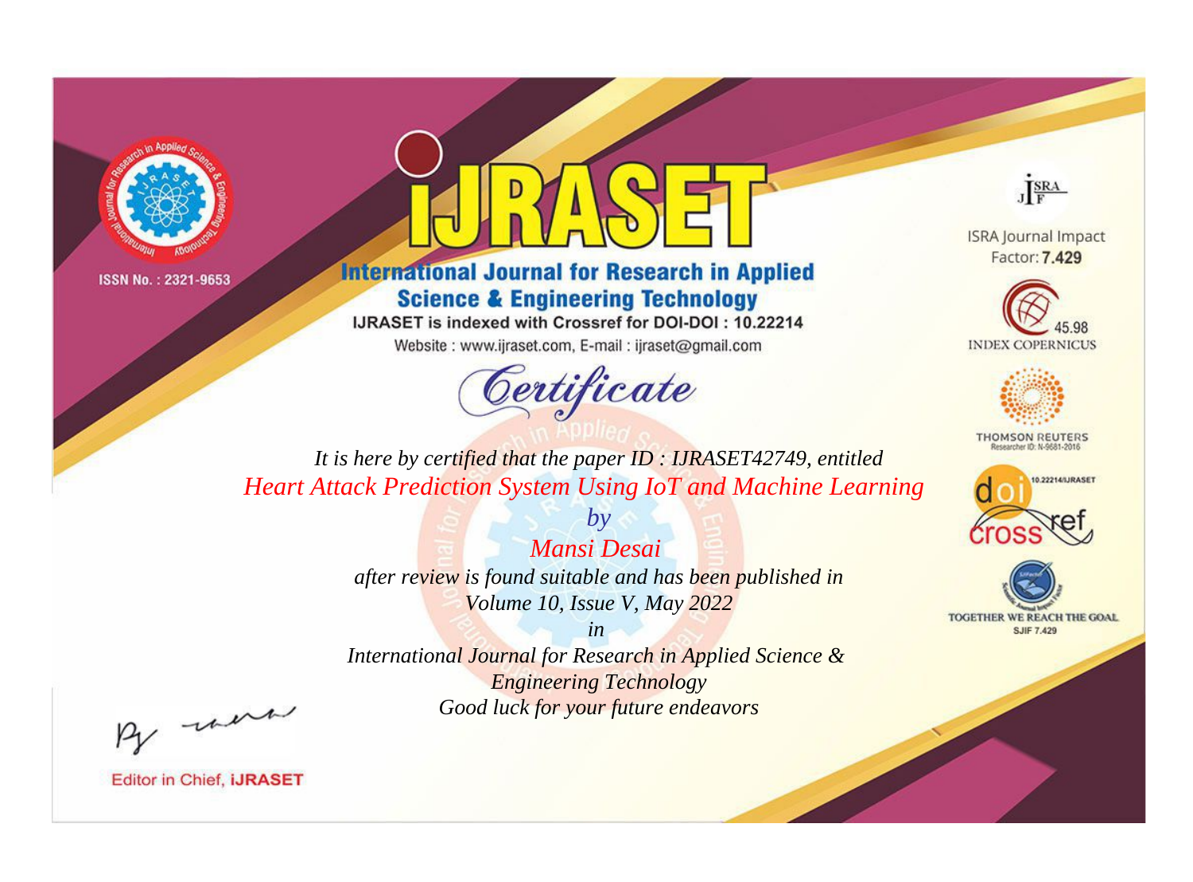ISSN No. : 2321-9653

# iJRASET

## International Journal for Research in Applied Science & Engineering Technology

IJRASET is indexed with Crossref for DOI-DOI : 10.22214

Website : www.ijraset.com, E-mail : ijraset@gmail.com

ISRA Journal Impact Factor: **7.429**

45.98 INDEX COPERNICUS

THOMSON REUTERS Researcher ID: N-9681-2016

10.22214/IJRASET

TOGETHER WE REACH THE GOAL SJIF 7.429

*Certificate*

*It is here by certified that the paper ID : IJRASET42749, entitled*

*Heart Attack Prediction System Using IoT and Machine Learning*

*by*

*Mansi Desai*

*after review is found suitable and has been published in*

*Volume 10, Issue V, May 2022*

*in*

*International Journal for Research in Applied Science & Engineering Technology*

*Good luck for your future endeavors*

Editor in Chief, **iJRASET**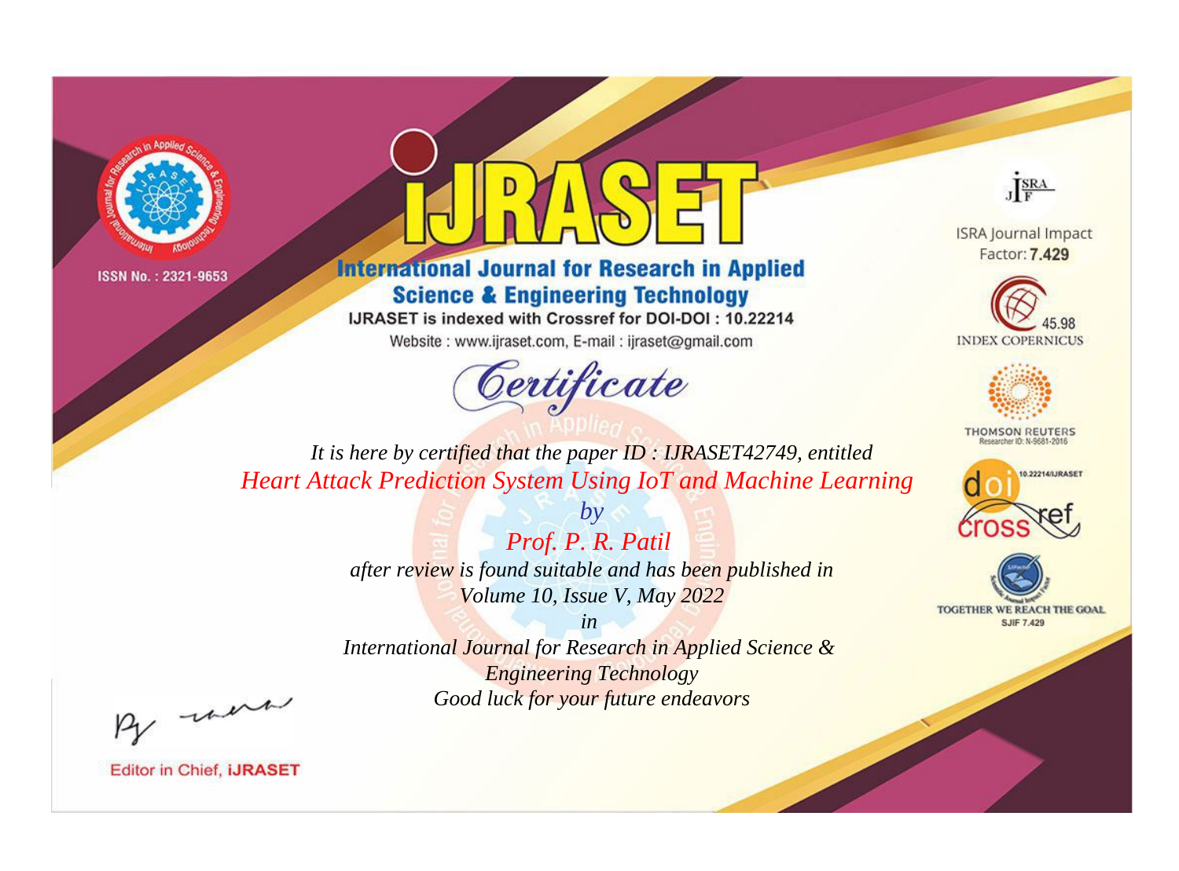ISSN No. : 2321-9653

# iJRASET

## International Journal for Research in Applied Science & Engineering Technology

IJRASET is indexed with Crossref for DOI-DOI : 10.22214

Website : www.ijraset.com, E-mail : ijraset@gmail.com

ISRA Journal Impact Factor: **7.429**

45.98 INDEX COPERNICUS

THOMSON REUTERS Researcher ID: N-9681-2016

10.22214/IJRASET

TOGETHER WE REACH THE GOAL SJIF 7.429

## *Certificate*

*It is here by certified that the paper ID : IJRASET42749, entitled*

*Heart Attack Prediction System Using IoT and Machine Learning*

*by*

*Prof. P. R. Patil*

*after review is found suitable and has been published in*

*Volume 10, Issue V, May 2022*

*in*

*International Journal for Research in Applied Science & Engineering Technology*

*Good luck for your future endeavors*

Editor in Chief, **iJRASET**